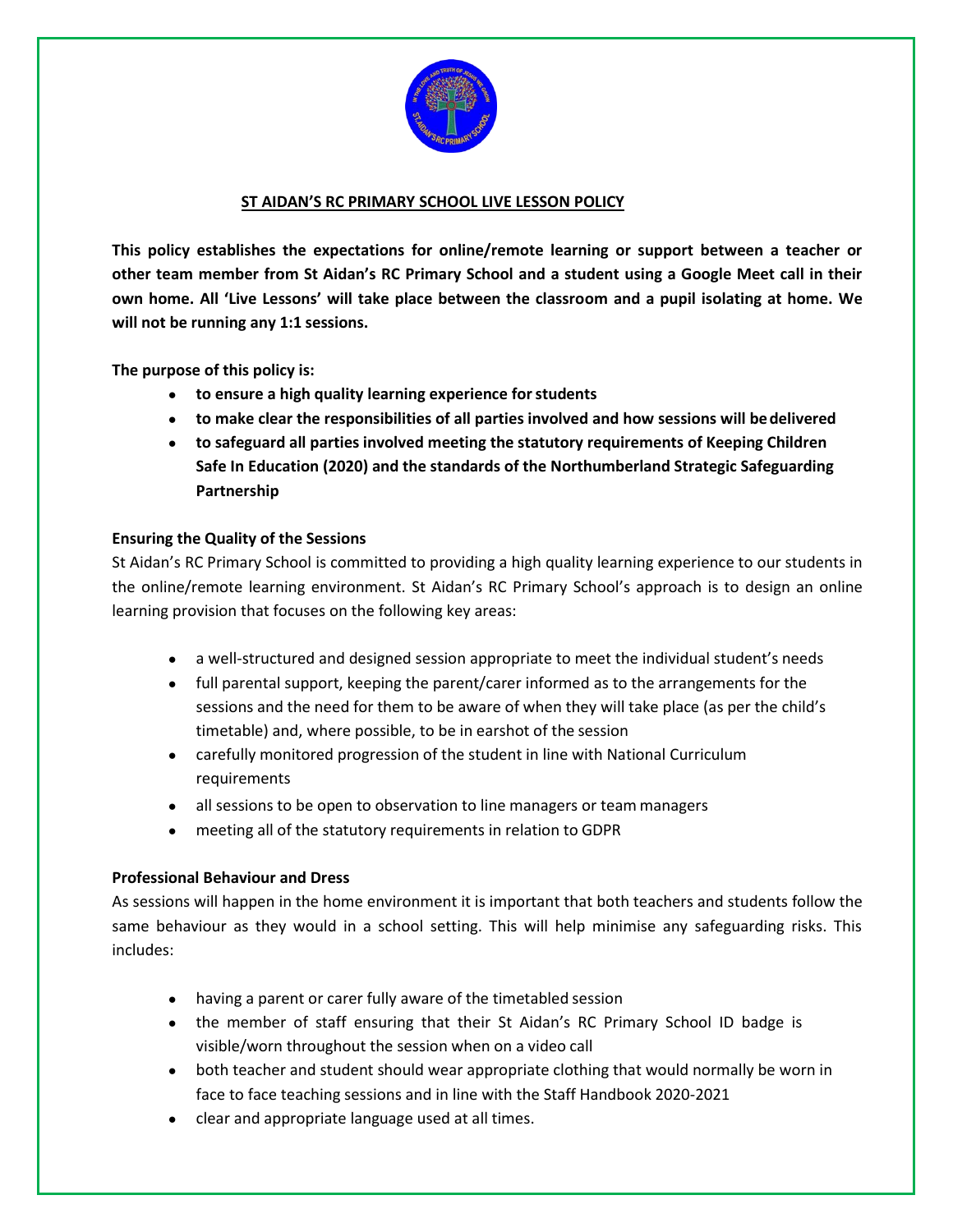# ST AIDAN'S RC PRIMARY SCHOOL LIVE LESSON POLICY

**This policy establishes the expectations for online/remote learning or support between a teacher or other team member from St Aidan's RC Primary School and a student using a Google Meet call in their own home. All 'Live Lessons' will take place between the classroom and a pupil isolating at home. We will not be running any 1:1 sessions.**

**The purpose of this policy is:**

- **to ensure a high quality learning experience for students**
- **to make clear the responsibilities of all parties involved and how sessions will be delivered**
- **to safeguard all parties involved meeting the statutory requirements of Keeping Children Safe In Education (2020) and the standards of the Northumberland Strategic Safeguarding Partnership**

## Ensuring the Quality of the Sessions

St Aidan's RC Primary School is committed to providing a high quality learning experience to our students in the online/remote learning environment. St Aidan's RC Primary School's approach is to design an online learning provision that focuses on the following key areas:

- a well-structured and designed session appropriate to meet the individual student's needs
- full parental support, keeping the parent/carer informed as to the arrangements for the sessions and the need for them to be aware of when they will take place (as per the child's timetable) and, where possible, to be in earshot of the session
- carefully monitored progression of the student in line with National Curriculum requirements
- all sessions to be open to observation to line managers or team managers
- meeting all of the statutory requirements in relation to GDPR

## Professional Behaviour and Dress

As sessions will happen in the home environment it is important that both teachers and students follow the same behaviour as they would in a school setting. This will help minimise any safeguarding risks. This includes:

- having a parent or carer fully aware of the timetabled session
- the member of staff ensuring that their St Aidan's RC Primary School ID badge is visible/worn throughout the session when on a video call
- both teacher and student should wear appropriate clothing that would normally be worn in face to face teaching sessions and in line with the Staff Handbook 2020-2021
- clear and appropriate language used at all times.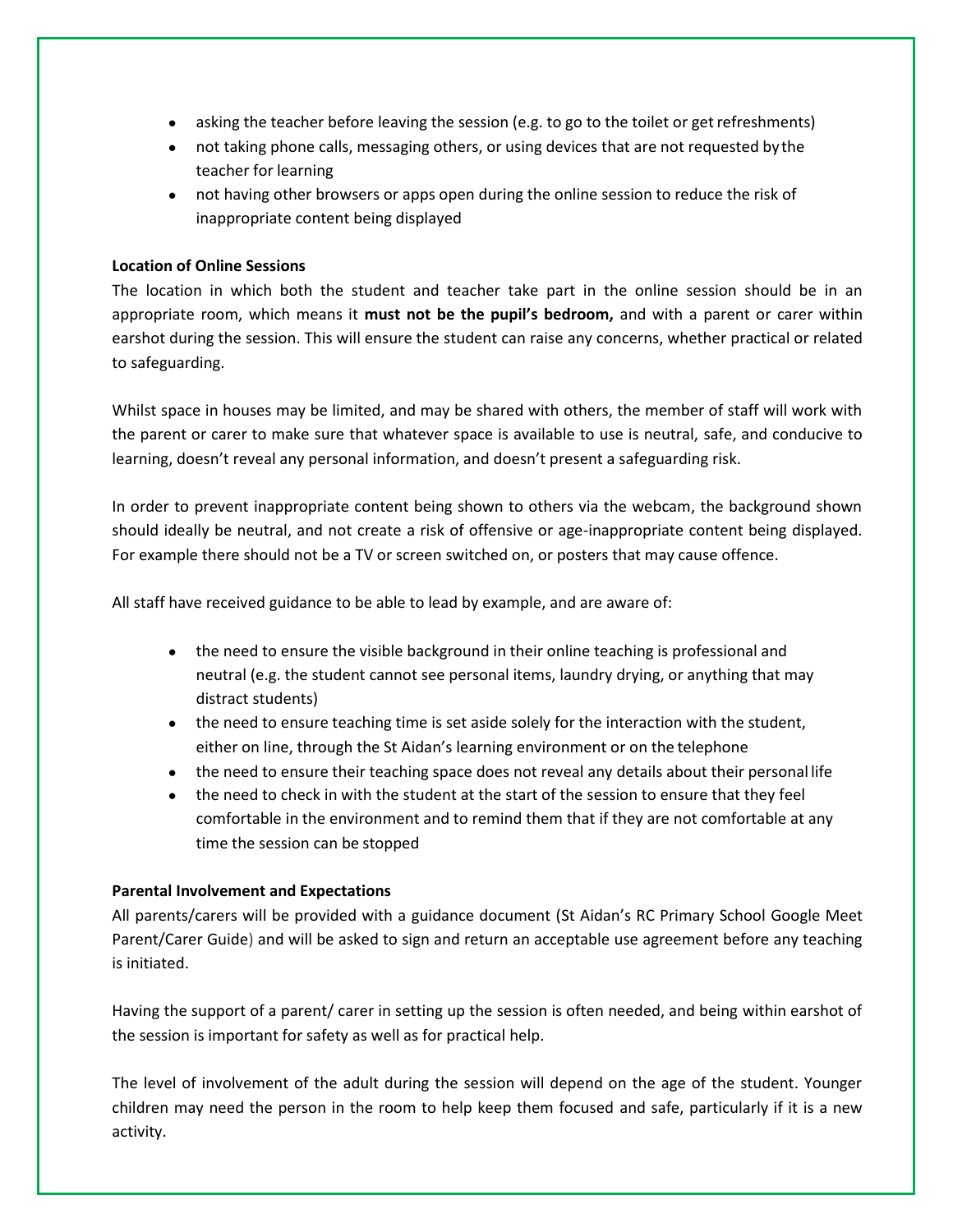- asking the teacher before leaving the session (e.g. to go to the toilet or get refreshments)
- not taking phone calls, messaging others, or using devices that are not requested by the teacher for learning
- not having other browsers or apps open during the online session to reduce the risk of inappropriate content being displayed

**Location of Online Sessions**

The location in which both the student and teacher take part in the online session should be in an appropriate room, which means it **must not be the pupil's bedroom,** and with a parent or carer within earshot during the session. This will ensure the student can raise any concerns, whether practical or related to safeguarding.

Whilst space in houses may be limited, and may be shared with others, the member of staff will work with the parent or carer to make sure that whatever space is available to use is neutral, safe, and conducive to learning, doesn't reveal any personal information, and doesn't present a safeguarding risk.

In order to prevent inappropriate content being shown to others via the webcam, the background shown should ideally be neutral, and not create a risk of offensive or age-inappropriate content being displayed. For example there should not be a TV or screen switched on, or posters that may cause offence.

All staff have received guidance to be able to lead by example, and are aware of:

- the need to ensure the visible background in their online teaching is professional and neutral (e.g. the student cannot see personal items, laundry drying, or anything that may distract students)
- the need to ensure teaching time is set aside solely for the interaction with the student, either on line, through the St Aidan's learning environment or on the telephone
- the need to ensure their teaching space does not reveal any details about their personal life
- the need to check in with the student at the start of the session to ensure that they feel comfortable in the environment and to remind them that if they are not comfortable at any time the session can be stopped

**Parental Involvement and Expectations**

All parents/carers will be provided with a guidance document (St Aidan's RC Primary School Google Meet Parent/Carer Guide) and will be asked to sign and return an acceptable use agreement before any teaching is initiated.

Having the support of a parent/ carer in setting up the session is often needed, and being within earshot of the session is important for safety as well as for practical help.

The level of involvement of the adult during the session will depend on the age of the student. Younger children may need the person in the room to help keep them focused and safe, particularly if it is a new activity.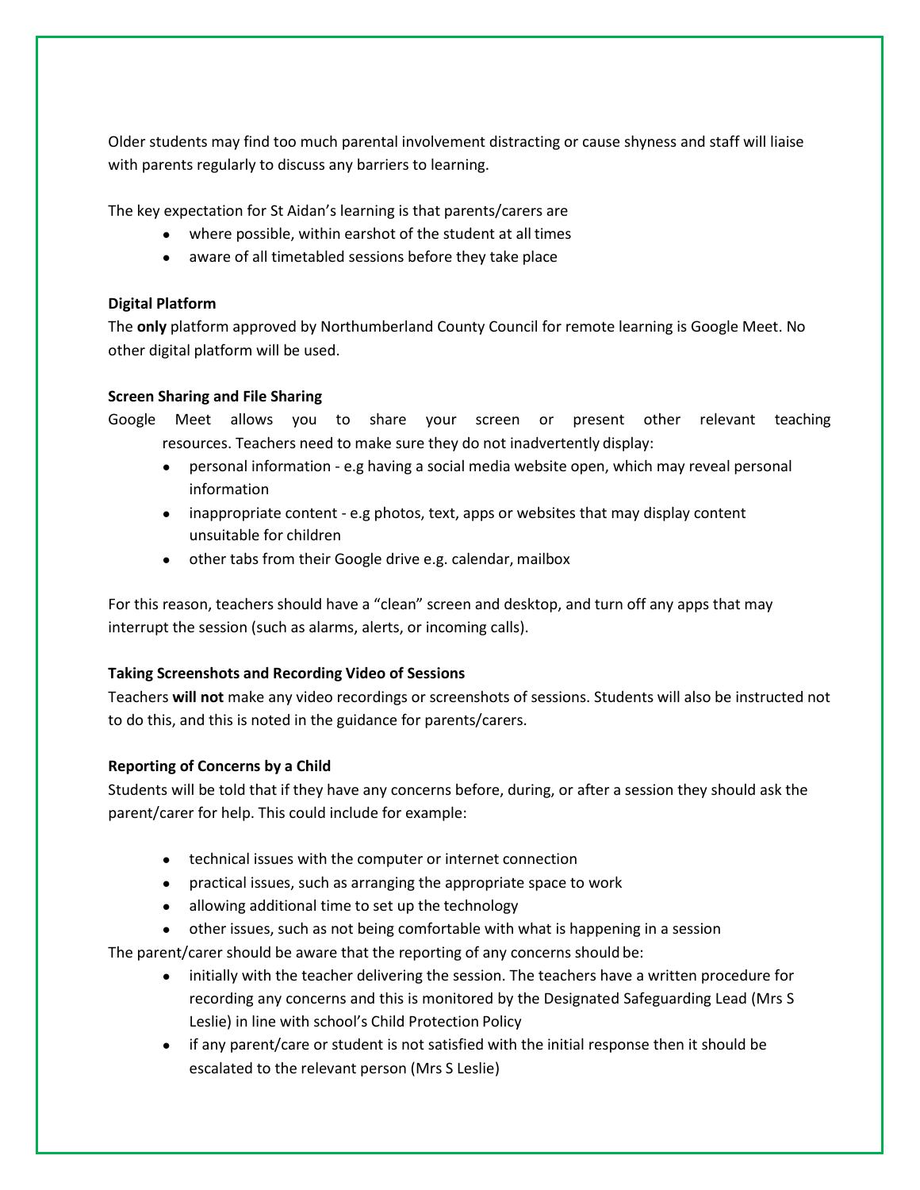Older students may find too much parental involvement distracting or cause shyness and staff will liaise with parents regularly to discuss any barriers to learning.

The key expectation for St Aidan's learning is that parents/carers are

- where possible, within earshot of the student at all times
- aware of all timetabled sessions before they take place

**Digital Platform**

The **only** platform approved by Northumberland County Council for remote learning is Google Meet. No other digital platform will be used.

**Screen Sharing and File Sharing**

Google Meet allows you to share your screen or present other relevant teaching resources. Teachers need to make sure they do not inadvertently display:

- personal information - e.g having a social media website open, which may reveal personal information
- inappropriate content - e.g photos, text, apps or websites that may display content unsuitable for children
- other tabs from their Google drive e.g. calendar, mailbox

For this reason, teachers should have a "clean" screen and desktop, and turn off any apps that may interrupt the session (such as alarms, alerts, or incoming calls).

**Taking Screenshots and Recording Video of Sessions**

Teachers **will not** make any video recordings or screenshots of sessions. Students will also be instructed not to do this, and this is noted in the guidance for parents/carers.

**Reporting of Concerns by a Child**

Students will be told that if they have any concerns before, during, or after a session they should ask the parent/carer for help. This could include for example:

- technical issues with the computer or internet connection
- practical issues, such as arranging the appropriate space to work
- allowing additional time to set up the technology
- other issues, such as not being comfortable with what is happening in a session

The parent/carer should be aware that the reporting of any concerns should be:

- initially with the teacher delivering the session. The teachers have a written procedure for recording any concerns and this is monitored by the Designated Safeguarding Lead (Mrs S Leslie) in line with school's Child Protection Policy
- if any parent/care or student is not satisfied with the initial response then it should be escalated to the relevant person (Mrs S Leslie)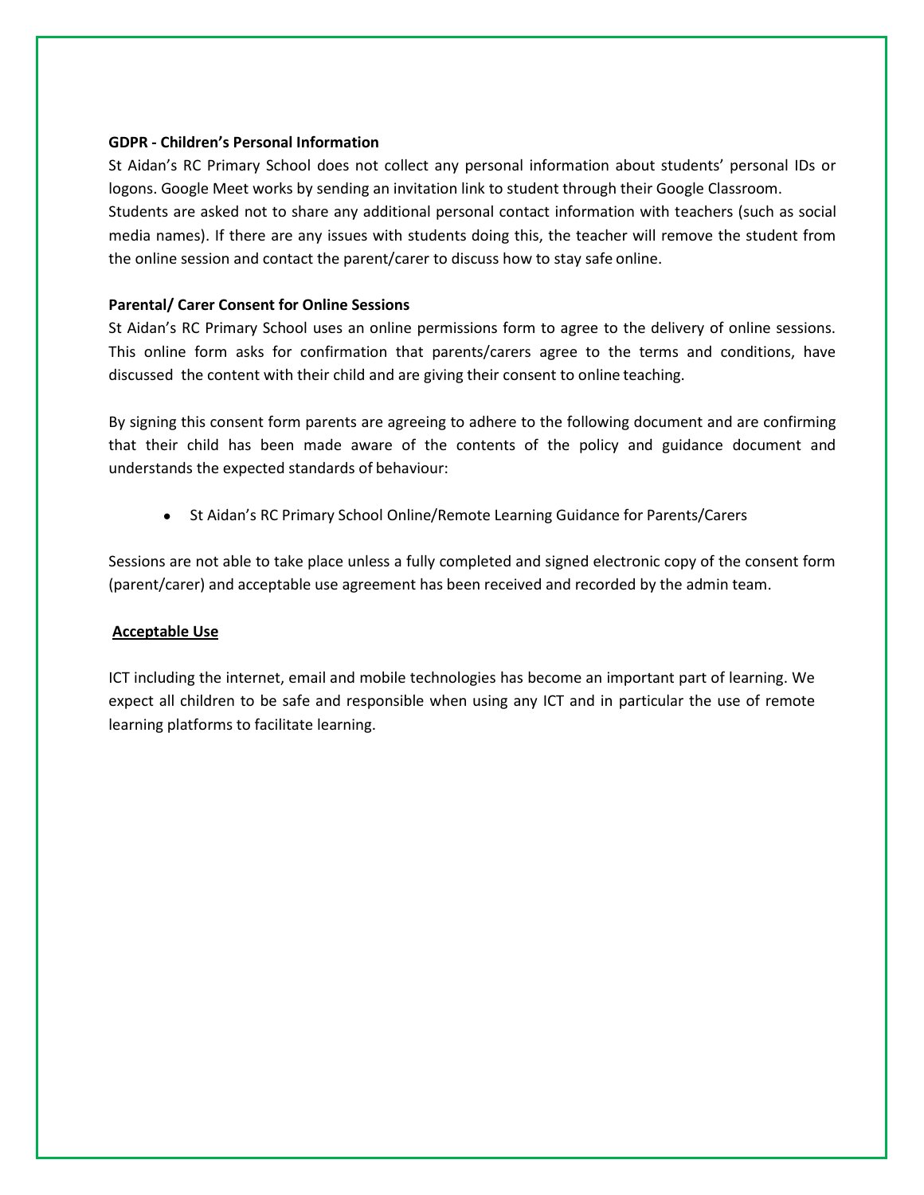**GDPR - Children's Personal Information**

St Aidan's RC Primary School does not collect any personal information about students' personal IDs or logons. Google Meet works by sending an invitation link to student through their Google Classroom.
Students are asked not to share any additional personal contact information with teachers (such as social media names). If there are any issues with students doing this, the teacher will remove the student from the online session and contact the parent/carer to discuss how to stay safe online.

**Parental/ Carer Consent for Online Sessions**

St Aidan's RC Primary School uses an online permissions form to agree to the delivery of online sessions. This online form asks for confirmation that parents/carers agree to the terms and conditions, have discussed the content with their child and are giving their consent to online teaching.

By signing this consent form parents are agreeing to adhere to the following document and are confirming that their child has been made aware of the contents of the policy and guidance document and understands the expected standards of behaviour:

- St Aidan's RC Primary School Online/Remote Learning Guidance for Parents/Carers

Sessions are not able to take place unless a fully completed and signed electronic copy of the consent form (parent/carer) and acceptable use agreement has been received and recorded by the admin team.

**Acceptable Use**

ICT including the internet, email and mobile technologies has become an important part of learning. We expect all children to be safe and responsible when using any ICT and in particular the use of remote learning platforms to facilitate learning.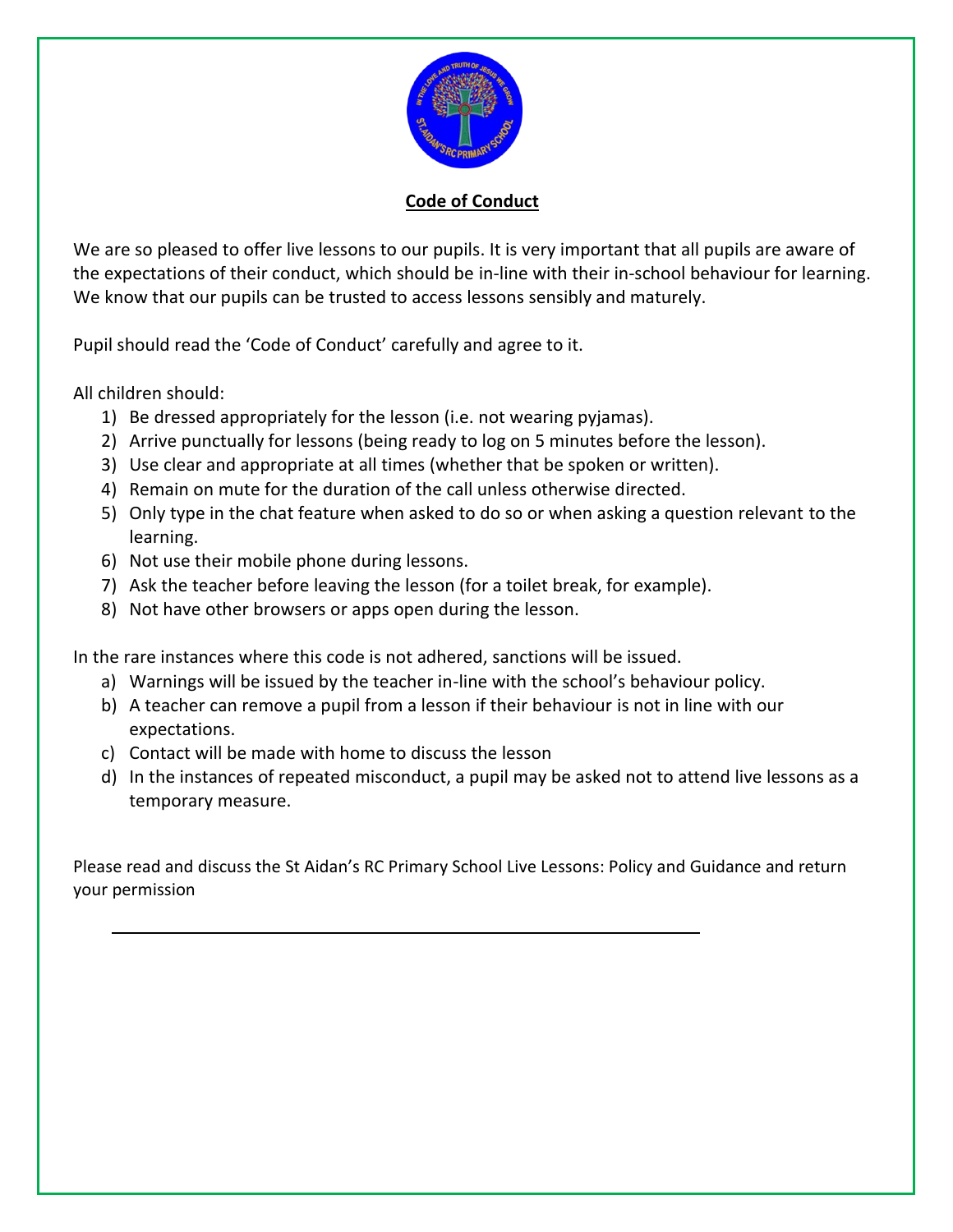**Code of Conduct**

We are so pleased to offer live lessons to our pupils. It is very important that all pupils are aware of the expectations of their conduct, which should be in-line with their in-school behaviour for learning. We know that our pupils can be trusted to access lessons sensibly and maturely.

Pupil should read the 'Code of Conduct' carefully and agree to it.

All children should:

1) Be dressed appropriately for the lesson (i.e. not wearing pyjamas).
2) Arrive punctually for lessons (being ready to log on 5 minutes before the lesson).
3) Use clear and appropriate at all times (whether that be spoken or written).
4) Remain on mute for the duration of the call unless otherwise directed.
5) Only type in the chat feature when asked to do so or when asking a question relevant to the learning.
6) Not use their mobile phone during lessons.
7) Ask the teacher before leaving the lesson (for a toilet break, for example).
8) Not have other browsers or apps open during the lesson.

In the rare instances where this code is not adhered, sanctions will be issued.

a) Warnings will be issued by the teacher in-line with the school's behaviour policy.
b) A teacher can remove a pupil from a lesson if their behaviour is not in line with our expectations.
c) Contact will be made with home to discuss the lesson
d) In the instances of repeated misconduct, a pupil may be asked not to attend live lessons as a temporary measure.

Please read and discuss the St Aidan's RC Primary School Live Lessons: Policy and Guidance and return your permission

\_\_\_\_\_\_\_\_\_\_\_\_\_\_\_\_\_\_\_\_\_\_\_\_\_\_\_\_\_\_\_\_\_\_\_\_\_\_\_\_\_\_\_\_\_\_\_\_\_\_\_\_